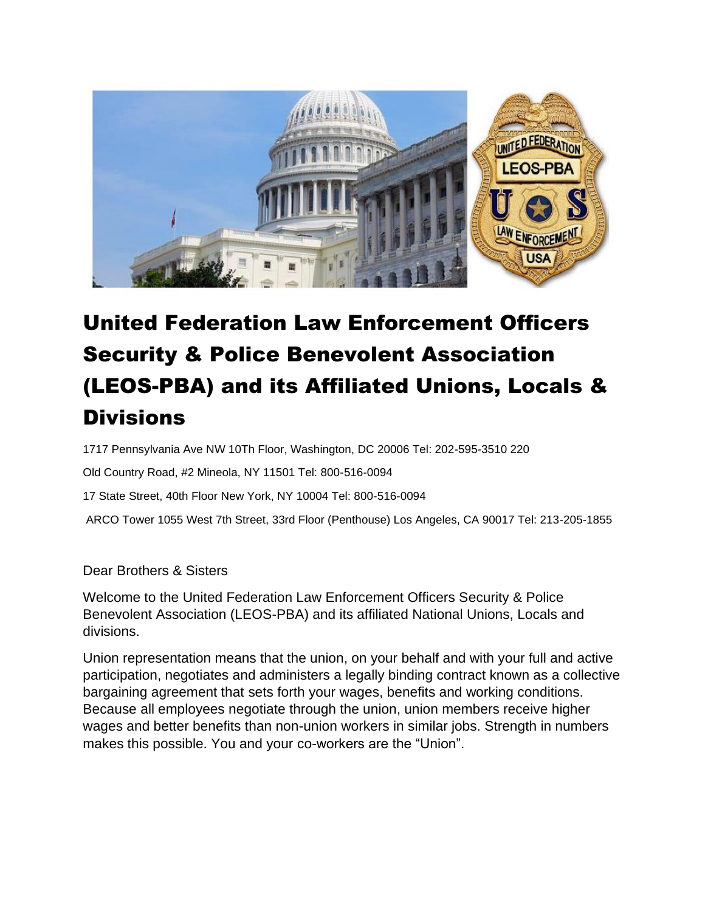# United Federation Law Enforcement Officers Security & Police Benevolent Association (LEOS-PBA) and its Affiliated Unions, Locals & Divisions

1717 Pennsylvania Ave NW 10Th Floor, Washington, DC 20006 Tel: 202-595-3510 220

Old Country Road, #2 Mineola, NY 11501 Tel: 800-516-0094

17 State Street, 40th Floor New York, NY 10004 Tel: 800-516-0094

ARCO Tower 1055 West 7th Street, 33rd Floor (Penthouse) Los Angeles, CA 90017 Tel: 213-205-1855

Dear Brothers & Sisters

Welcome to the United Federation Law Enforcement Officers Security & Police Benevolent Association (LEOS-PBA) and its affiliated National Unions, Locals and divisions.

Union representation means that the union, on your behalf and with your full and active participation, negotiates and administers a legally binding contract known as a collective bargaining agreement that sets forth your wages, benefits and working conditions. Because all employees negotiate through the union, union members receive higher wages and better benefits than non-union workers in similar jobs. Strength in numbers makes this possible. You and your co-workers are the "Union".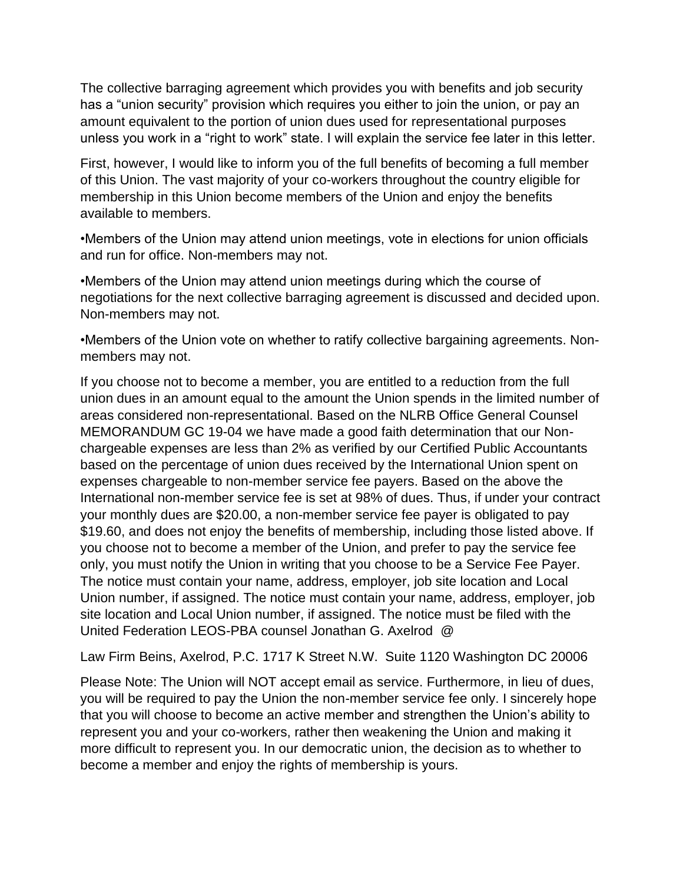The collective barraging agreement which provides you with benefits and job security has a “union security” provision which requires you either to join the union, or pay an amount equivalent to the portion of union dues used for representational purposes unless you work in a “right to work” state. I will explain the service fee later in this letter.

First, however, I would like to inform you of the full benefits of becoming a full member of this Union. The vast majority of your co-workers throughout the country eligible for membership in this Union become members of the Union and enjoy the benefits available to members.

•Members of the Union may attend union meetings, vote in elections for union officials and run for office. Non-members may not.

•Members of the Union may attend union meetings during which the course of negotiations for the next collective barraging agreement is discussed and decided upon. Non-members may not.

•Members of the Union vote on whether to ratify collective bargaining agreements. Non-members may not.

If you choose not to become a member, you are entitled to a reduction from the full union dues in an amount equal to the amount the Union spends in the limited number of areas considered non-representational. Based on the NLRB Office General Counsel MEMORANDUM GC 19-04 we have made a good faith determination that our Non-chargeable expenses are less than 2% as verified by our Certified Public Accountants based on the percentage of union dues received by the International Union spent on expenses chargeable to non-member service fee payers. Based on the above the International non-member service fee is set at 98% of dues. Thus, if under your contract your monthly dues are $20.00, a non-member service fee payer is obligated to pay $19.60, and does not enjoy the benefits of membership, including those listed above. If you choose not to become a member of the Union, and prefer to pay the service fee only, you must notify the Union in writing that you choose to be a Service Fee Payer. The notice must contain your name, address, employer, job site location and Local Union number, if assigned. The notice must contain your name, address, employer, job site location and Local Union number, if assigned. The notice must be filed with the United Federation LEOS-PBA counsel Jonathan G. Axelrod @

Law Firm Beins, Axelrod, P.C. 1717 K Street N.W. Suite 1120 Washington DC 20006

Please Note: The Union will NOT accept email as service. Furthermore, in lieu of dues, you will be required to pay the Union the non-member service fee only. I sincerely hope that you will choose to become an active member and strengthen the Union’s ability to represent you and your co-workers, rather then weakening the Union and making it more difficult to represent you. In our democratic union, the decision as to whether to become a member and enjoy the rights of membership is yours.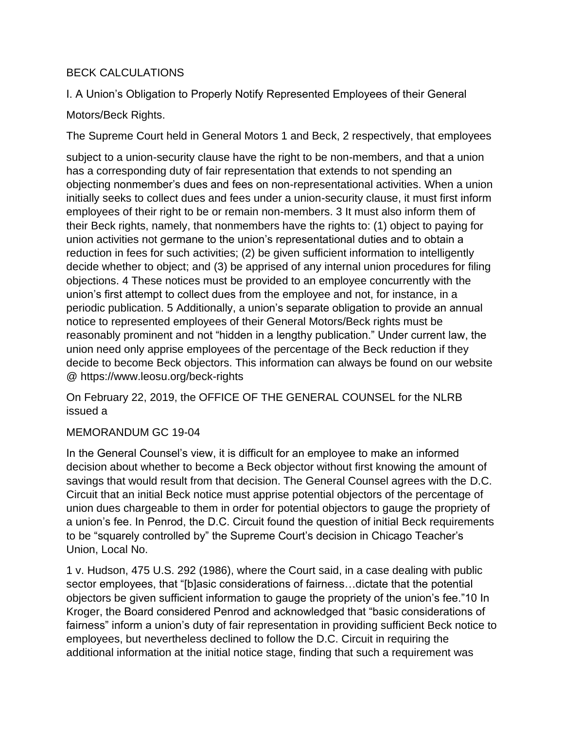BECK CALCULATIONS

I. A Union's Obligation to Properly Notify Represented Employees of their General

Motors/Beck Rights.

The Supreme Court held in General Motors [1] and Beck, [2] respectively, that employees

subject to a union-security clause have the right to be non-members, and that a union has a corresponding duty of fair representation that extends to not spending an objecting nonmember's dues and fees on non-representational activities. When a union initially seeks to collect dues and fees under a union-security clause, it must first inform employees of their right to be or remain non-members. [3] It must also inform them of their Beck rights, namely, that nonmembers have the rights to: (1) object to paying for union activities not germane to the union's representational duties and to obtain a reduction in fees for such activities; (2) be given sufficient information to intelligently decide whether to object; and (3) be apprised of any internal union procedures for filing objections. [4] These notices must be provided to an employee concurrently with the union's first attempt to collect dues from the employee and not, for instance, in a periodic publication. [5] Additionally, a union's separate obligation to provide an annual notice to represented employees of their General Motors/Beck rights must be reasonably prominent and not "hidden in a lengthy publication." Under current law, the union need only apprise employees of the percentage of the Beck reduction if they decide to become Beck objectors. This information can always be found on our website @ https://www.leosu.org/beck-rights

On February 22, 2019, the OFFICE OF THE GENERAL COUNSEL for the NLRB issued a

MEMORANDUM GC 19-04

In the General Counsel's view, it is difficult for an employee to make an informed decision about whether to become a Beck objector without first knowing the amount of savings that would result from that decision. The General Counsel agrees with the D.C. Circuit that an initial Beck notice must apprise potential objectors of the percentage of union dues chargeable to them in order for potential objectors to gauge the propriety of a union's fee. In Penrod, the D.C. Circuit found the question of initial Beck requirements to be "squarely controlled by" the Supreme Court's decision in Chicago Teacher's Union, Local No.

1 v. Hudson, 475 U.S. 292 (1986), where the Court said, in a case dealing with public sector employees, that "[b]asic considerations of fairness…dictate that the potential objectors be given sufficient information to gauge the propriety of the union's fee."[10] In Kroger, the Board considered Penrod and acknowledged that "basic considerations of fairness" inform a union's duty of fair representation in providing sufficient Beck notice to employees, but nevertheless declined to follow the D.C. Circuit in requiring the additional information at the initial notice stage, finding that such a requirement was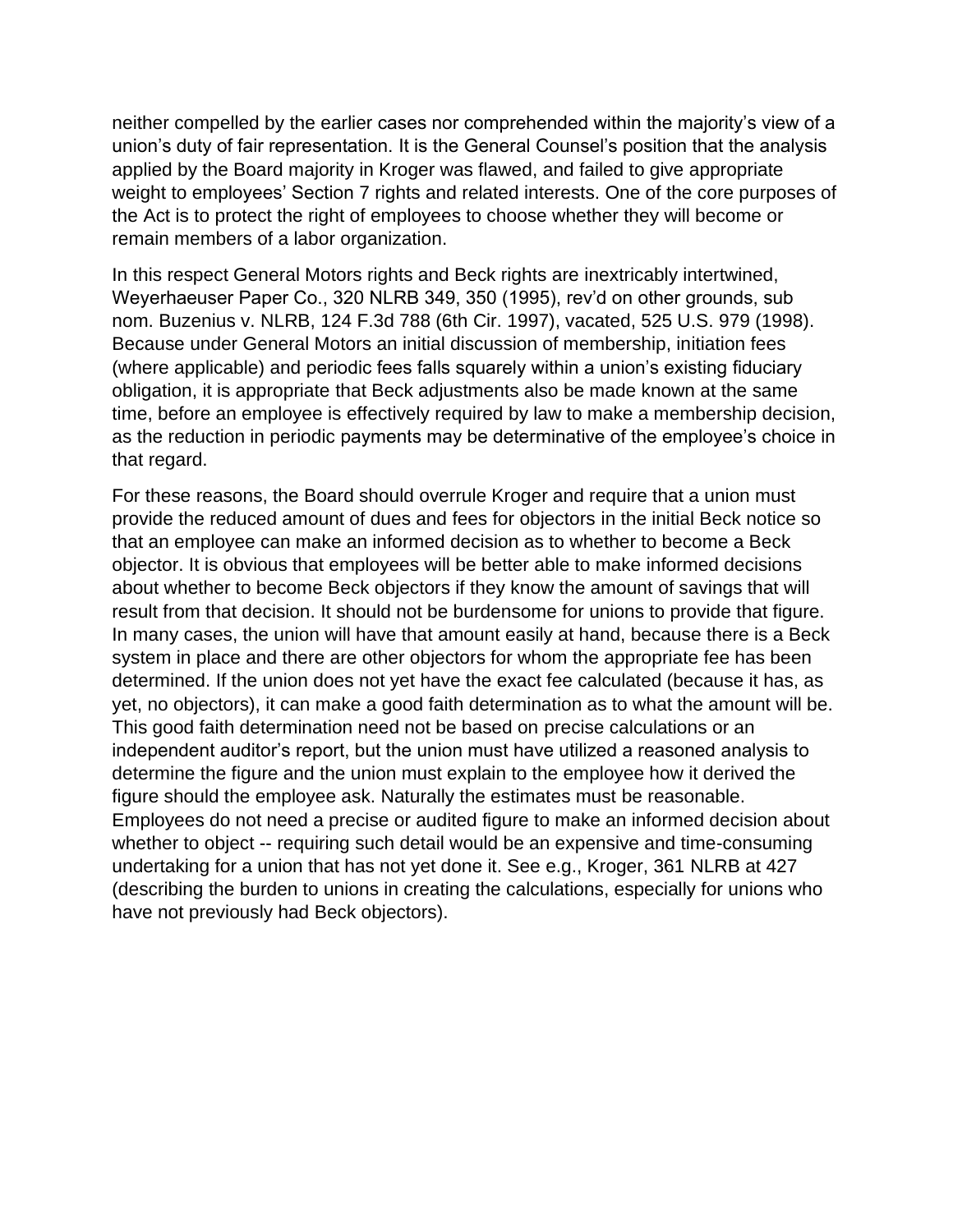neither compelled by the earlier cases nor comprehended within the majority's view of a union's duty of fair representation. It is the General Counsel's position that the analysis applied by the Board majority in Kroger was flawed, and failed to give appropriate weight to employees' Section 7 rights and related interests. One of the core purposes of the Act is to protect the right of employees to choose whether they will become or remain members of a labor organization.

In this respect General Motors rights and Beck rights are inextricably intertwined, Weyerhaeuser Paper Co., 320 NLRB 349, 350 (1995), rev'd on other grounds, sub nom. Buzenius v. NLRB, 124 F.3d 788 (6th Cir. 1997), vacated, 525 U.S. 979 (1998). Because under General Motors an initial discussion of membership, initiation fees (where applicable) and periodic fees falls squarely within a union's existing fiduciary obligation, it is appropriate that Beck adjustments also be made known at the same time, before an employee is effectively required by law to make a membership decision, as the reduction in periodic payments may be determinative of the employee's choice in that regard.

For these reasons, the Board should overrule Kroger and require that a union must provide the reduced amount of dues and fees for objectors in the initial Beck notice so that an employee can make an informed decision as to whether to become a Beck objector. It is obvious that employees will be better able to make informed decisions about whether to become Beck objectors if they know the amount of savings that will result from that decision. It should not be burdensome for unions to provide that figure. In many cases, the union will have that amount easily at hand, because there is a Beck system in place and there are other objectors for whom the appropriate fee has been determined. If the union does not yet have the exact fee calculated (because it has, as yet, no objectors), it can make a good faith determination as to what the amount will be. This good faith determination need not be based on precise calculations or an independent auditor's report, but the union must have utilized a reasoned analysis to determine the figure and the union must explain to the employee how it derived the figure should the employee ask. Naturally the estimates must be reasonable. Employees do not need a precise or audited figure to make an informed decision about whether to object -- requiring such detail would be an expensive and time-consuming undertaking for a union that has not yet done it. See e.g., Kroger, 361 NLRB at 427 (describing the burden to unions in creating the calculations, especially for unions who have not previously had Beck objectors).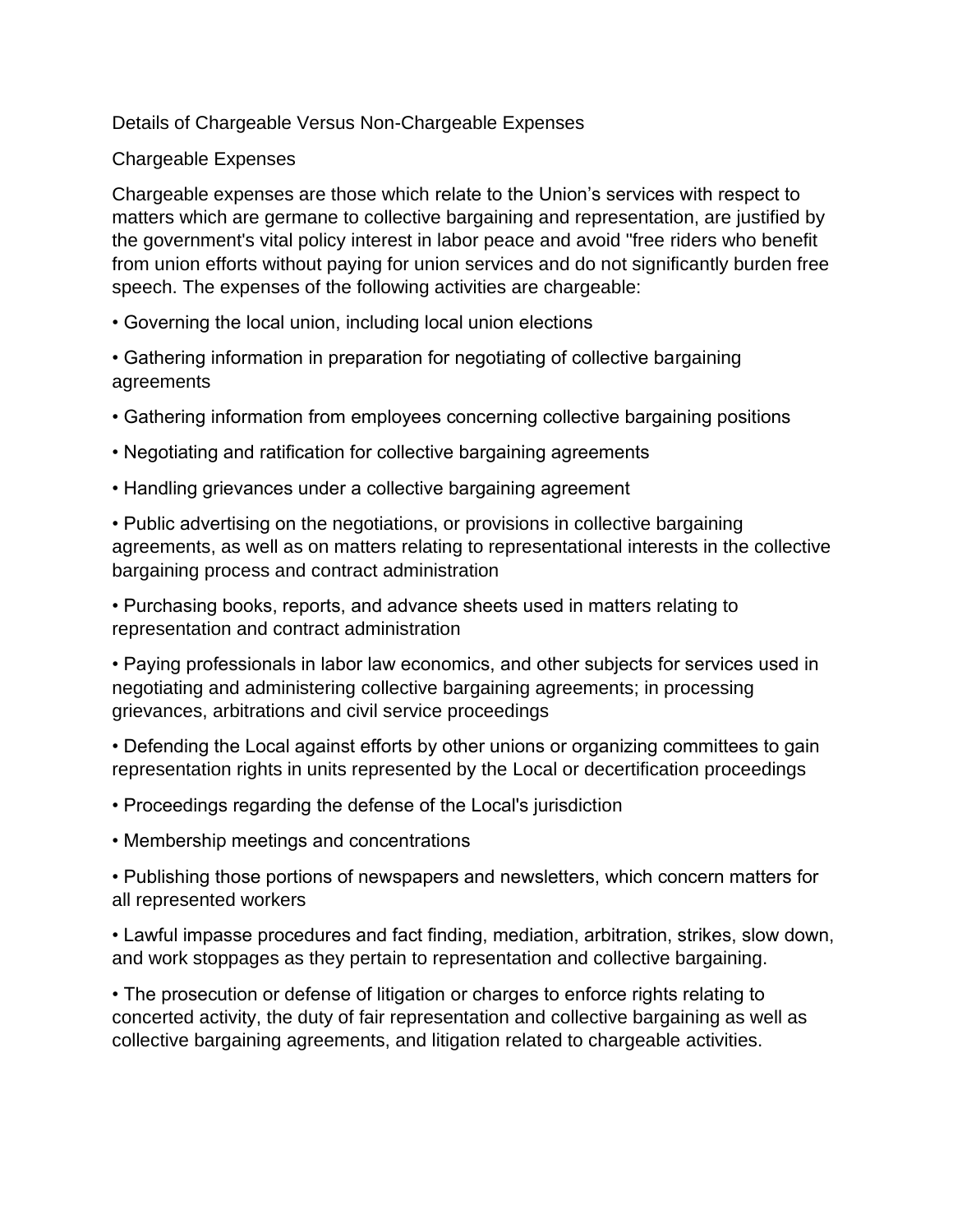## Details of Chargeable Versus Non-Chargeable Expenses

### Chargeable Expenses

Chargeable expenses are those which relate to the Union's services with respect to matters which are germane to collective bargaining and representation, are justified by the government's vital policy interest in labor peace and avoid "free riders who benefit from union efforts without paying for union services and do not significantly burden free speech. The expenses of the following activities are chargeable:

- Governing the local union, including local union elections
- Gathering information in preparation for negotiating of collective bargaining agreements
- Gathering information from employees concerning collective bargaining positions
- Negotiating and ratification for collective bargaining agreements
- Handling grievances under a collective bargaining agreement
- Public advertising on the negotiations, or provisions in collective bargaining agreements, as well as on matters relating to representational interests in the collective bargaining process and contract administration
- Purchasing books, reports, and advance sheets used in matters relating to representation and contract administration
- Paying professionals in labor law economics, and other subjects for services used in negotiating and administering collective bargaining agreements; in processing grievances, arbitrations and civil service proceedings
- Defending the Local against efforts by other unions or organizing committees to gain representation rights in units represented by the Local or decertification proceedings
- Proceedings regarding the defense of the Local's jurisdiction
- Membership meetings and concentrations
- Publishing those portions of newspapers and newsletters, which concern matters for all represented workers
- Lawful impasse procedures and fact finding, mediation, arbitration, strikes, slow down, and work stoppages as they pertain to representation and collective bargaining.
- The prosecution or defense of litigation or charges to enforce rights relating to concerted activity, the duty of fair representation and collective bargaining as well as collective bargaining agreements, and litigation related to chargeable activities.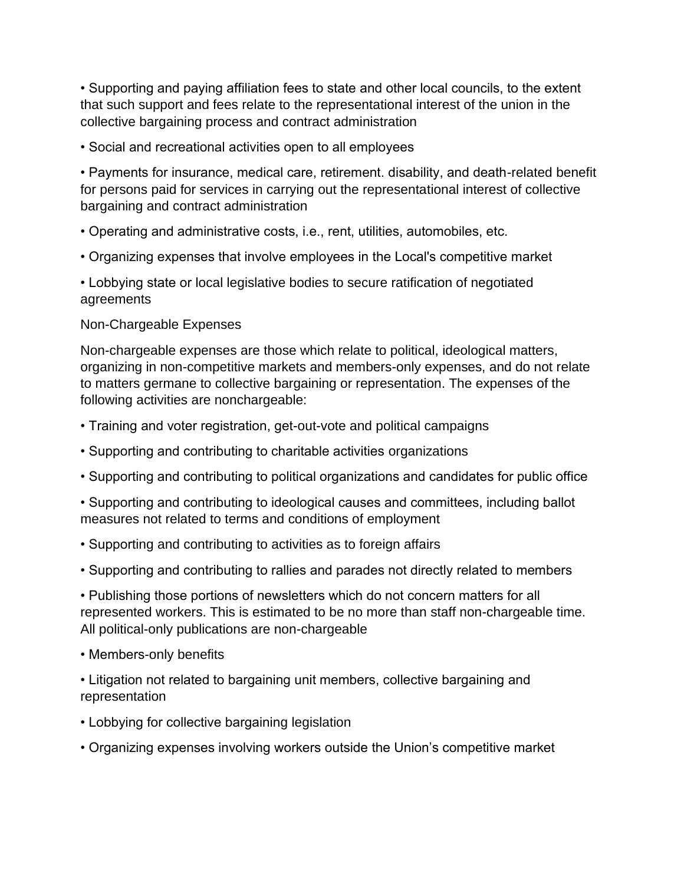- Supporting and paying affiliation fees to state and other local councils, to the extent that such support and fees relate to the representational interest of the union in the collective bargaining process and contract administration
- Social and recreational activities open to all employees
- Payments for insurance, medical care, retirement. disability, and death-related benefit for persons paid for services in carrying out the representational interest of collective bargaining and contract administration
- Operating and administrative costs, i.e., rent, utilities, automobiles, etc.
- Organizing expenses that involve employees in the Local's competitive market
- Lobbying state or local legislative bodies to secure ratification of negotiated agreements

Non-Chargeable Expenses

Non-chargeable expenses are those which relate to political, ideological matters, organizing in non-competitive markets and members-only expenses, and do not relate to matters germane to collective bargaining or representation. The expenses of the following activities are nonchargeable:

- Training and voter registration, get-out-vote and political campaigns
- Supporting and contributing to charitable activities organizations
- Supporting and contributing to political organizations and candidates for public office
- Supporting and contributing to ideological causes and committees, including ballot measures not related to terms and conditions of employment
- Supporting and contributing to activities as to foreign affairs
- Supporting and contributing to rallies and parades not directly related to members
- Publishing those portions of newsletters which do not concern matters for all represented workers. This is estimated to be no more than staff non-chargeable time. All political-only publications are non-chargeable
- Members-only benefits
- Litigation not related to bargaining unit members, collective bargaining and representation
- Lobbying for collective bargaining legislation
- Organizing expenses involving workers outside the Union's competitive market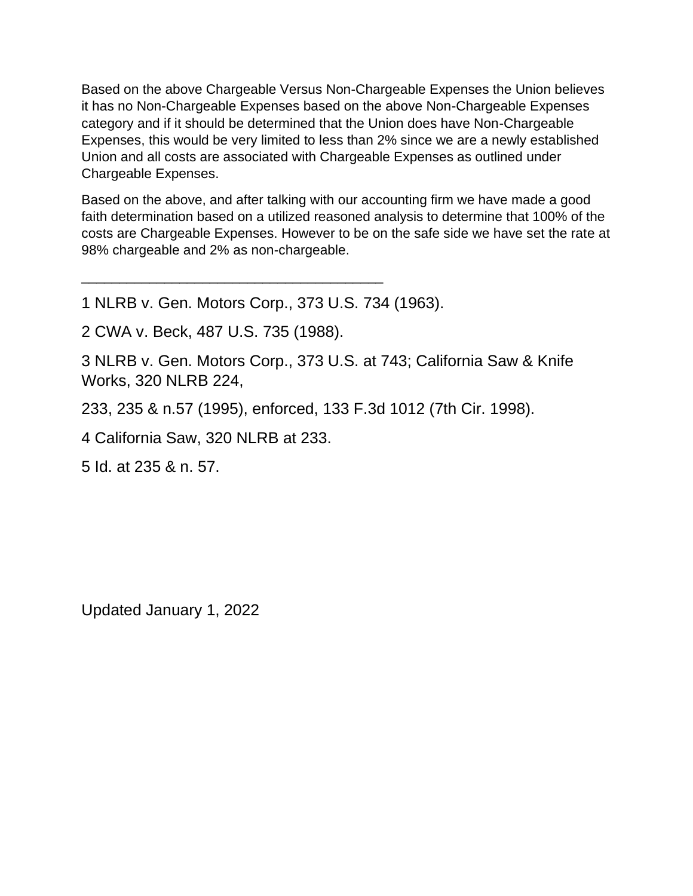Based on the above Chargeable Versus Non-Chargeable Expenses the Union believes it has no Non-Chargeable Expenses based on the above Non-Chargeable Expenses category and if it should be determined that the Union does have Non-Chargeable Expenses, this would be very limited to less than 2% since we are a newly established Union and all costs are associated with Chargeable Expenses as outlined under Chargeable Expenses.

Based on the above, and after talking with our accounting firm we have made a good faith determination based on a utilized reasoned analysis to determine that 100% of the costs are Chargeable Expenses. However to be on the safe side we have set the rate at 98% chargeable and 2% as non-chargeable.

---

1 NLRB v. Gen. Motors Corp., 373 U.S. 734 (1963).

2 CWA v. Beck, 487 U.S. 735 (1988).

3 NLRB v. Gen. Motors Corp., 373 U.S. at 743; California Saw & Knife Works, 320 NLRB 224, 233, 235 & n.57 (1995), enforced, 133 F.3d 1012 (7th Cir. 1998).

4 California Saw, 320 NLRB at 233.

5 Id. at 235 & n. 57.

Updated January 1, 2022